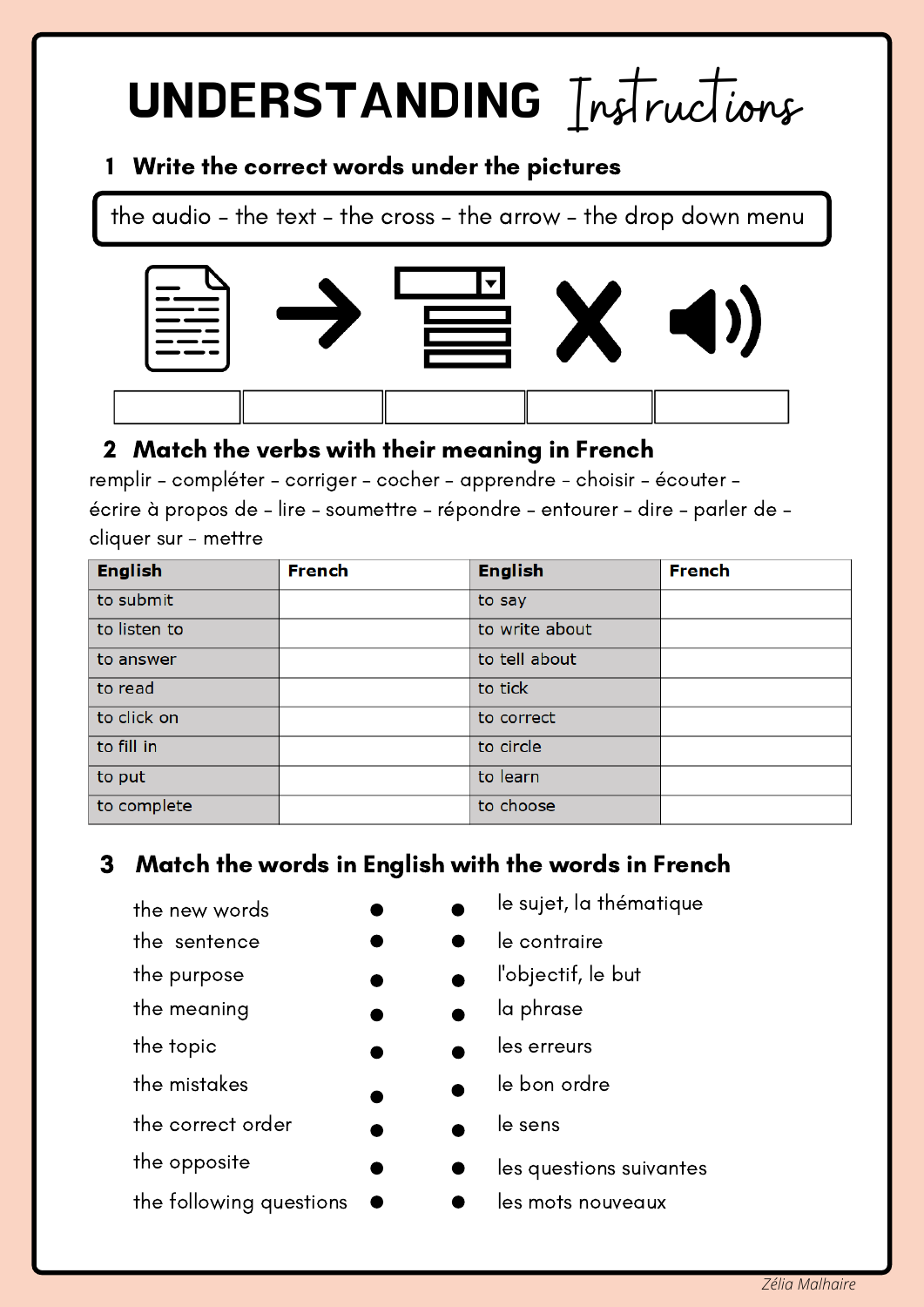# UNDERSTANDING *Instructions*

## 1 Write the correct words under the pictures

the audio – the text – the cross – the arrow – the drop down menu

| | | | | |
|---|---|---|---|---|
| | | | | |

## 2 Match the verbs with their meaning in French

remplir – compléter – corriger – cocher – apprendre – choisir – écouter – écrire à propos de – lire – soumettre – répondre – entourer – dire – parler de – cliquer sur – mettre

| English | French | English | French |
|---|---|---|---|
| to submit | | to say | |
| to listen to | | to write about | |
| to answer | | to tell about | |
| to read | | to tick | |
| to click on | | to correct | |
| to fill in | | to circle | |
| to put | | to learn | |
| to complete | | to choose | |

## 3 Match the words in English with the words in French

| English | | | French |
|---|---|---|---|
| the new words | ● | ● | le sujet, la thématique |
| the sentence | ● | ● | le contraire |
| the purpose | ● | ● | l'objectif, le but |
| the meaning | ● | ● | la phrase |
| the topic | ● | ● | les erreurs |
| the mistakes | ● | ● | le bon ordre |
| the correct order | ● | ● | le sens |
| the opposite | ● | ● | les questions suivantes |
| the following questions | ● | ● | les mots nouveaux |

*Zélia Malhaire*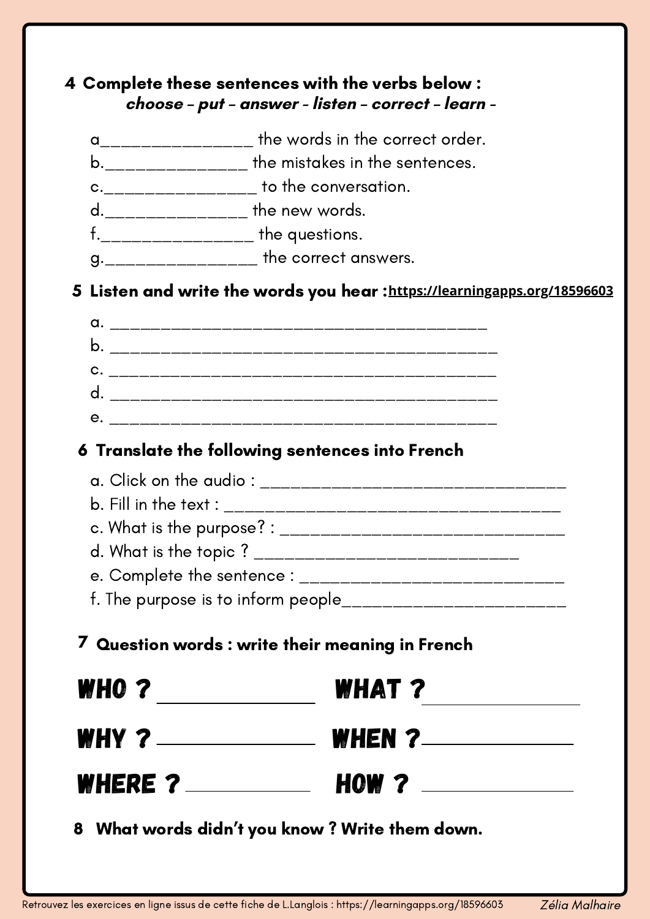**4 Complete these sentences with the verbs below :**
***choose – put – answer – listen – correct – learn –***

a________________ the words in the correct order.
b._______________ the mistakes in the sentences.
c.________________ to the conversation.
d._______________ the new words.
f.________________ the questions.
g.________________ the correct answers.

**5 Listen and write the words you hear :** https://learningapps.org/18596603

a. ________________________________________
b. ________________________________________
c. ________________________________________
d. ________________________________________
e. ________________________________________

**6 Translate the following sentences into French**

a. Click on the audio : ________________________________
b. Fill in the text : ___________________________________
c. What is the purpose? : ______________________________
d. What is the topic ? ____________________________
e. Complete the sentence : ____________________________
f. The purpose is to inform people________________________

**7 Question words : write their meaning in French**

WHO ? ________________ WHAT ? ________________

WHY ? ________________ WHEN ? ________________

WHERE ? ______________ HOW ? ________________

**8 What words didn't you know ? Write them down.**

Retrouvez les exercices en ligne issus de cette fiche de L.Langlois : https://learningapps.org/18596603 *Zélia Malhaire*